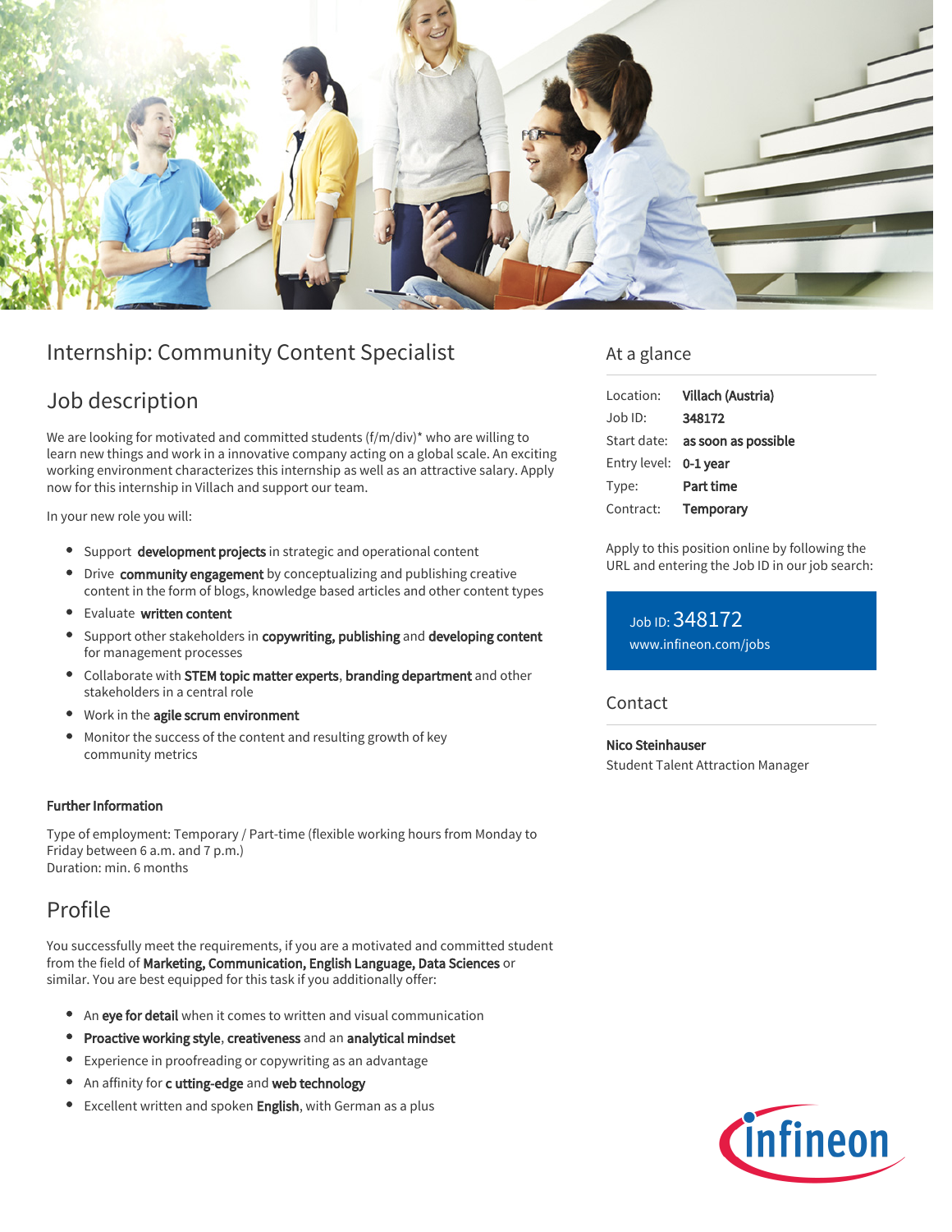# Internship: Community Content Specialist

## Job description

We are looking for motivated and committed students (f/m/div)* who are willing to learn new things and work in a innovative company acting on a global scale. An exciting working environment characterizes this internship as well as an attractive salary. Apply now for this internship in Villach and support our team.

In your new role you will:

- Support **development projects** in strategic and operational content
- Drive **community engagement** by conceptualizing and publishing creative content in the form of blogs, knowledge based articles and other content types
- Evaluate **written content**
- Support other stakeholders in **copywriting, publishing** and **developing content** for management processes
- Collaborate with **STEM topic matter experts**, **branding department** and other stakeholders in a central role
- Work in the **agile scrum environment**
- Monitor the success of the content and resulting growth of key community metrics

**Further Information**

Type of employment: Temporary / Part-time (flexible working hours from Monday to Friday between 6 a.m. and 7 p.m.)
Duration: min. 6 months

## Profile

You successfully meet the requirements, if you are a motivated and committed student from the field of **Marketing, Communication, English Language, Data Sciences** or similar. You are best equipped for this task if you additionally offer:

- An **eye for detail** when it comes to written and visual communication
- **Proactive working style**, **creativeness** and an **analytical mindset**
- Experience in proofreading or copywriting as an advantage
- An affinity for **c utting-edge** and **web technology**
- Excellent written and spoken **English**, with German as a plus

## At a glance

| | |
|---|---|
| Location: | **Villach (Austria)** |
| Job ID: | **348172** |
| Start date: | **as soon as possible** |
| Entry level: | **0-1 year** |
| Type: | **Part time** |
| Contract: | **Temporary** |

Apply to this position online by following the URL and entering the Job ID in our job search:

Job ID: 348172
www.infineon.com/jobs

## Contact

**Nico Steinhauser**
Student Talent Attraction Manager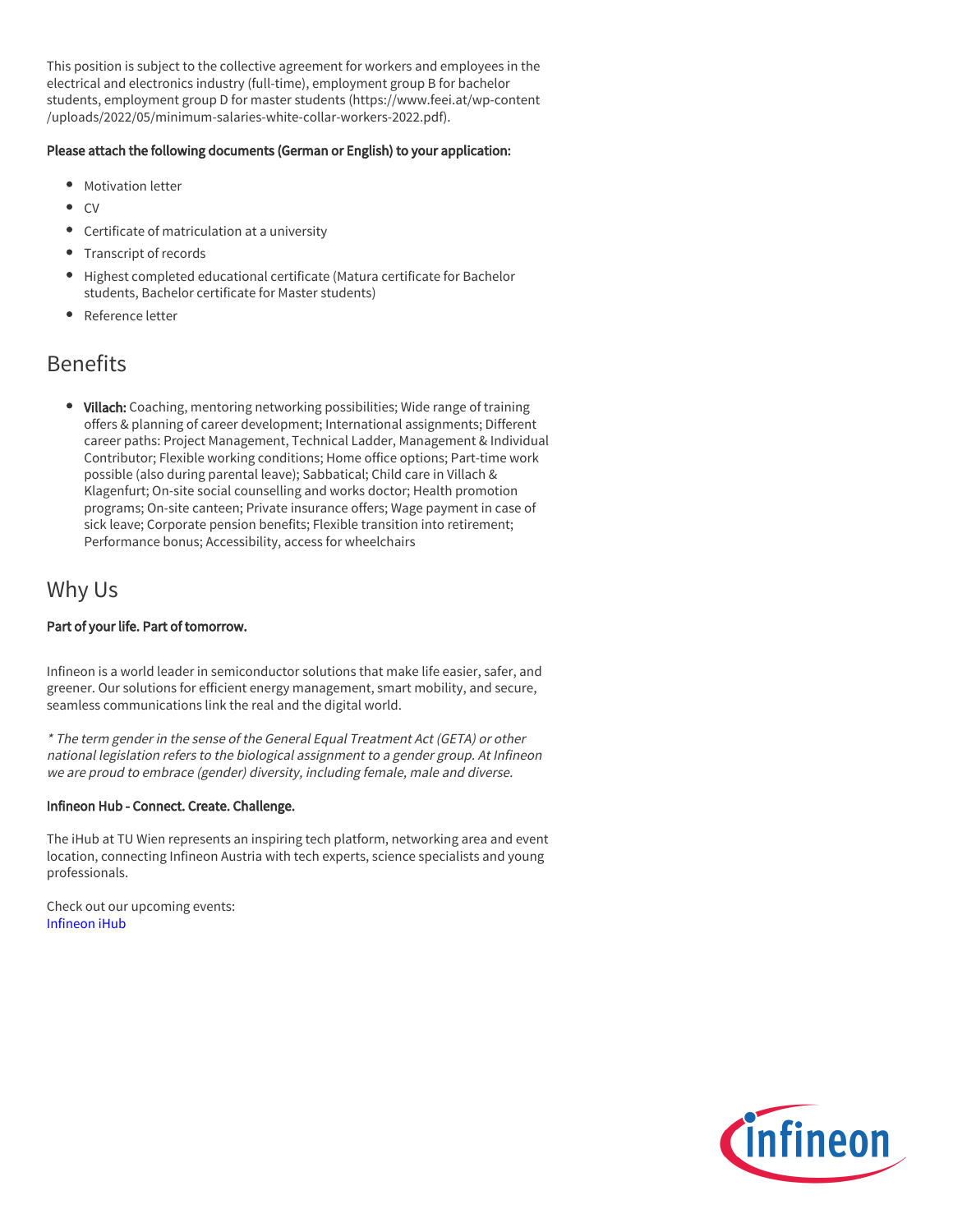This position is subject to the collective agreement for workers and employees in the electrical and electronics industry (full-time), employment group B for bachelor students, employment group D for master students (https://www.feei.at/wp-content/uploads/2022/05/minimum-salaries-white-collar-workers-2022.pdf).

**Please attach the following documents (German or English) to your application:**

- Motivation letter
- CV
- Certificate of matriculation at a university
- Transcript of records
- Highest completed educational certificate (Matura certificate for Bachelor students, Bachelor certificate for Master students)
- Reference letter

## Benefits

- **Villach:** Coaching, mentoring networking possibilities; Wide range of training offers & planning of career development; International assignments; Different career paths: Project Management, Technical Ladder, Management & Individual Contributor; Flexible working conditions; Home office options; Part-time work possible (also during parental leave); Sabbatical; Child care in Villach & Klagenfurt; On-site social counselling and works doctor; Health promotion programs; On-site canteen; Private insurance offers; Wage payment in case of sick leave; Corporate pension benefits; Flexible transition into retirement; Performance bonus; Accessibility, access for wheelchairs

## Why Us

**Part of your life. Part of tomorrow.**

Infineon is a world leader in semiconductor solutions that make life easier, safer, and greener. Our solutions for efficient energy management, smart mobility, and secure, seamless communications link the real and the digital world.

*\* The term gender in the sense of the General Equal Treatment Act (GETA) or other national legislation refers to the biological assignment to a gender group. At Infineon we are proud to embrace (gender) diversity, including female, male and diverse.*

**Infineon Hub - Connect. Create. Challenge.**

The iHub at TU Wien represents an inspiring tech platform, networking area and event location, connecting Infineon Austria with tech experts, science specialists and young professionals.

Check out our upcoming events:
Infineon iHub